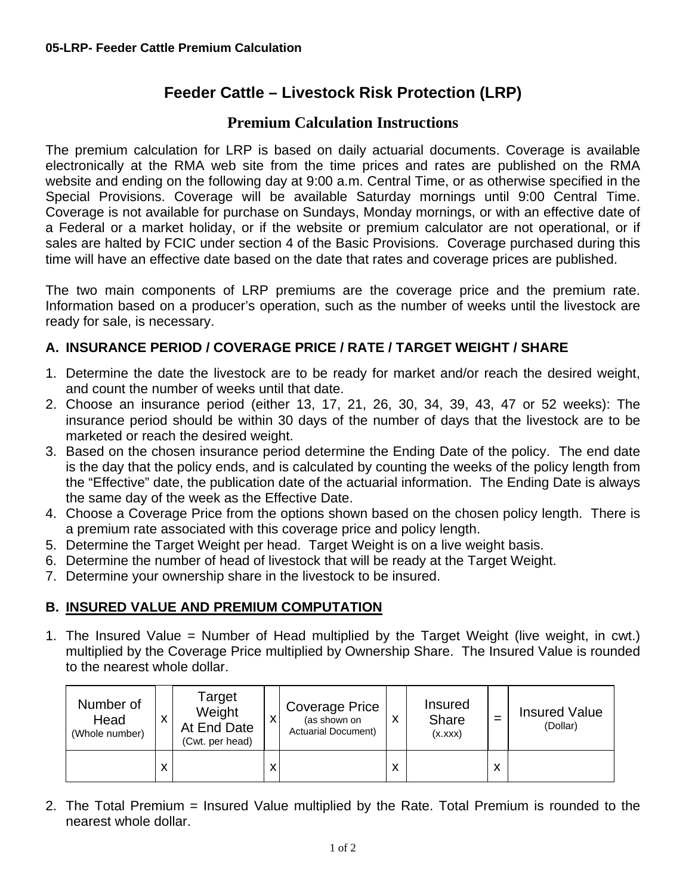**05-LRP- Feeder Cattle Premium Calculation**

# Feeder Cattle – Livestock Risk Protection (LRP)

## Premium Calculation Instructions

The premium calculation for LRP is based on daily actuarial documents. Coverage is available electronically at the RMA web site from the time prices and rates are published on the RMA website and ending on the following day at 9:00 a.m. Central Time, or as otherwise specified in the Special Provisions. Coverage will be available Saturday mornings until 9:00 Central Time. Coverage is not available for purchase on Sundays, Monday mornings, or with an effective date of a Federal or a market holiday, or if the website or premium calculator are not operational, or if sales are halted by FCIC under section 4 of the Basic Provisions. Coverage purchased during this time will have an effective date based on the date that rates and coverage prices are published.

The two main components of LRP premiums are the coverage price and the premium rate. Information based on a producer's operation, such as the number of weeks until the livestock are ready for sale, is necessary.

### A. INSURANCE PERIOD / COVERAGE PRICE / RATE / TARGET WEIGHT / SHARE

1. Determine the date the livestock are to be ready for market and/or reach the desired weight, and count the number of weeks until that date.
2. Choose an insurance period (either 13, 17, 21, 26, 30, 34, 39, 43, 47 or 52 weeks): The insurance period should be within 30 days of the number of days that the livestock are to be marketed or reach the desired weight.
3. Based on the chosen insurance period determine the Ending Date of the policy. The end date is the day that the policy ends, and is calculated by counting the weeks of the policy length from the "Effective" date, the publication date of the actuarial information. The Ending Date is always the same day of the week as the Effective Date.
4. Choose a Coverage Price from the options shown based on the chosen policy length. There is a premium rate associated with this coverage price and policy length.
5. Determine the Target Weight per head. Target Weight is on a live weight basis.
6. Determine the number of head of livestock that will be ready at the Target Weight.
7. Determine your ownership share in the livestock to be insured.

### B. INSURED VALUE AND PREMIUM COMPUTATION

1. The Insured Value = Number of Head multiplied by the Target Weight (live weight, in cwt.) multiplied by the Coverage Price multiplied by Ownership Share. The Insured Value is rounded to the nearest whole dollar.

| Number of Head (Whole number) | x | Target Weight At End Date (Cwt. per head) | x | Coverage Price (as shown on Actuarial Document) | x | Insured Share (x.xxx) | = | Insured Value (Dollar) |
|---|---|---|---|---|---|---|---|---|
| | x | | x | | x | | x | |

2. The Total Premium = Insured Value multiplied by the Rate. Total Premium is rounded to the nearest whole dollar.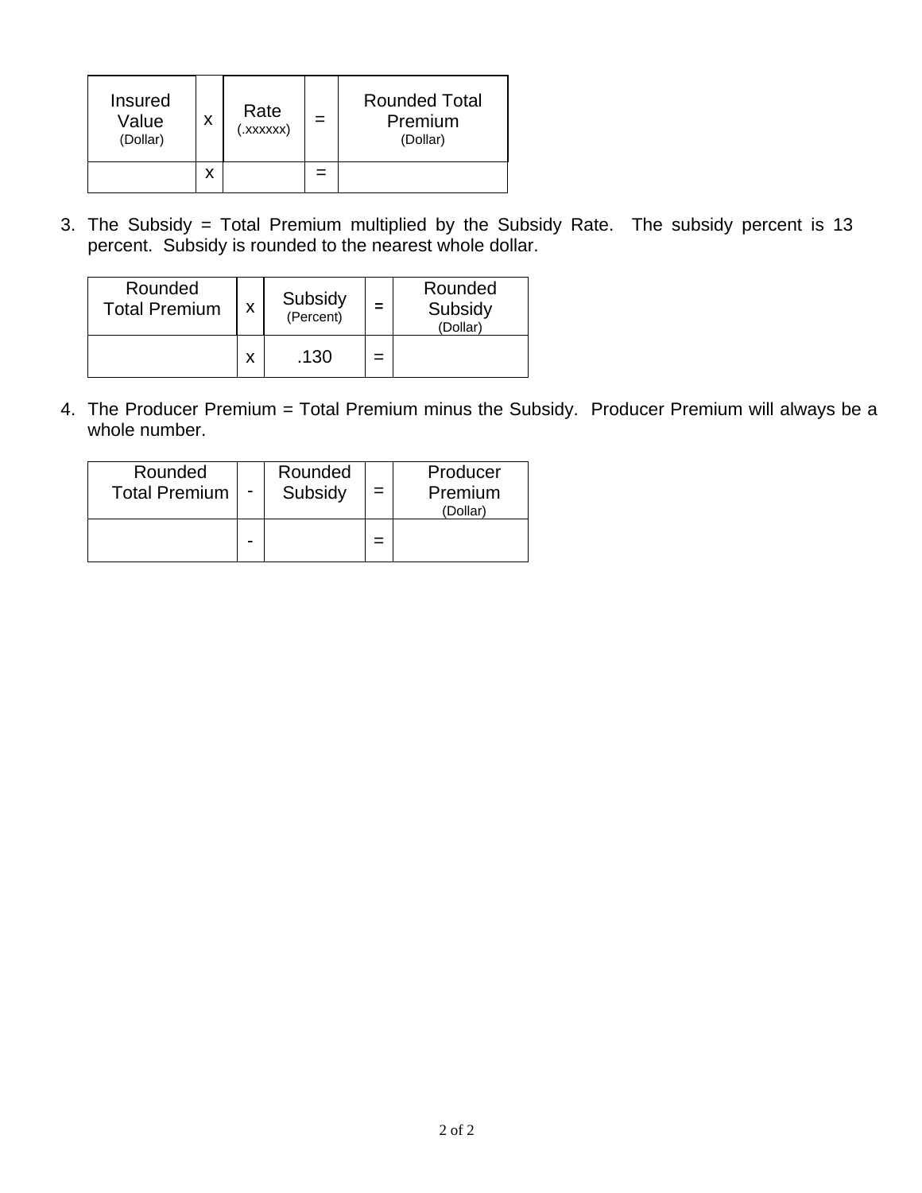| Insured Value (Dollar) | x | Rate (.xxxxxx) | = | Rounded Total Premium (Dollar) |
|---|---|---|---|---|
| | x | | = | |

3. The Subsidy = Total Premium multiplied by the Subsidy Rate. The subsidy percent is 13 percent. Subsidy is rounded to the nearest whole dollar.

| Rounded Total Premium | x | Subsidy (Percent) | = | Rounded Subsidy (Dollar) |
|---|---|---|---|---|
| | x | .130 | = | |

4. The Producer Premium = Total Premium minus the Subsidy. Producer Premium will always be a whole number.

| Rounded Total Premium | - | Rounded Subsidy | = | Producer Premium (Dollar) |
|---|---|---|---|---|
| | - | | = | |